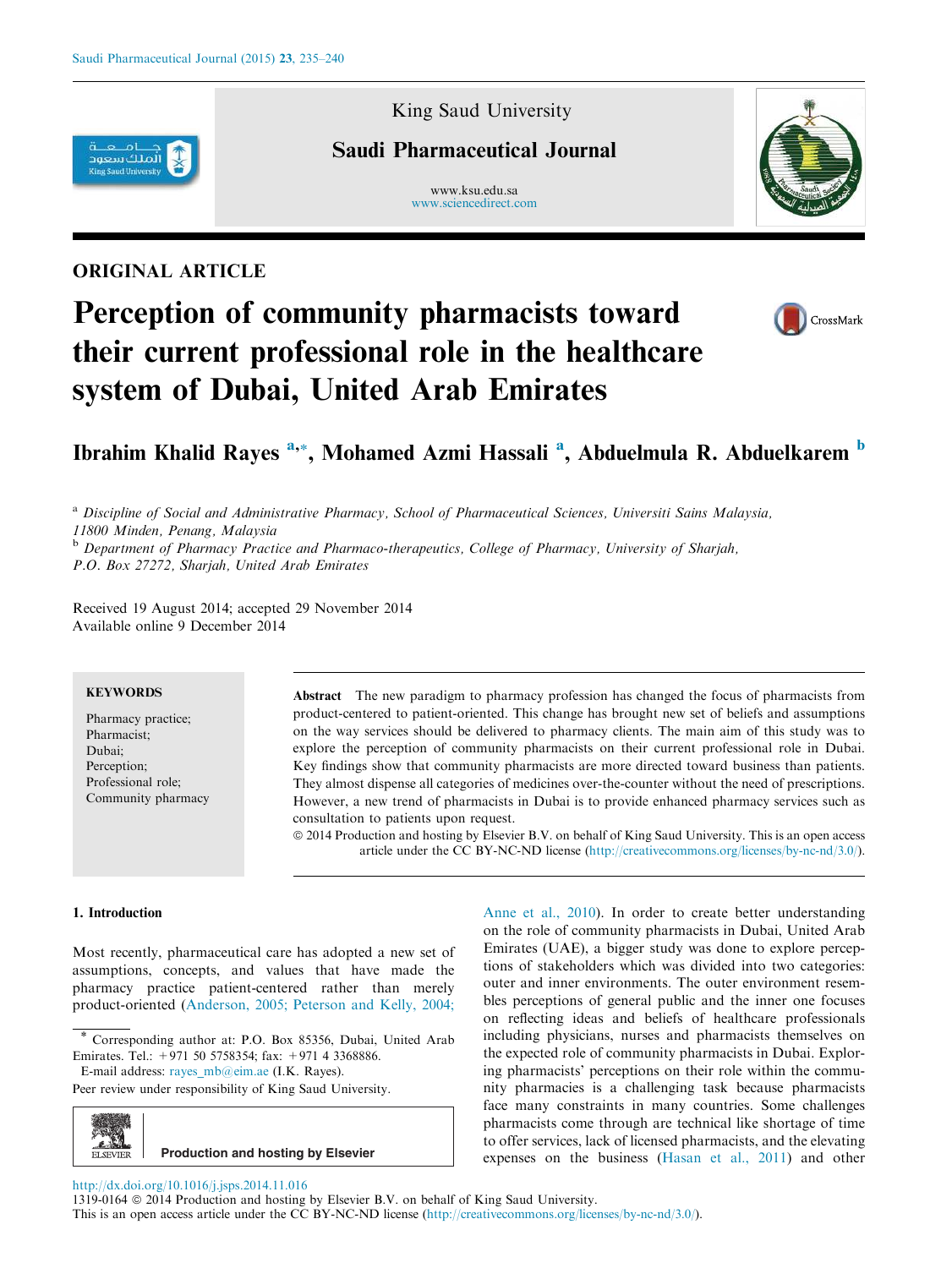King Saud University

## Saudi Pharmaceutical Journal

www.ksu.edu.sa
www.sciencedirect.com

ORIGINAL ARTICLE

# Perception of community pharmacists toward their current professional role in the healthcare system of Dubai, United Arab Emirates

**Ibrahim Khalid Rayes [a,*], Mohamed Azmi Hassali [a], Abduelmula R. Abduelkarem [b]**

[a] *Discipline of Social and Administrative Pharmacy, School of Pharmaceutical Sciences, Universiti Sains Malaysia, 11800 Minden, Penang, Malaysia*

[b] *Department of Pharmacy Practice and Pharmaco-therapeutics, College of Pharmacy, University of Sharjah, P.O. Box 27272, Sharjah, United Arab Emirates*

Received 19 August 2014; accepted 29 November 2014
Available online 9 December 2014

**KEYWORDS**

Pharmacy practice;
Pharmacist;
Dubai;
Perception;
Professional role;
Community pharmacy

**Abstract** The new paradigm to pharmacy profession has changed the focus of pharmacists from product-centered to patient-oriented. This change has brought new set of beliefs and assumptions on the way services should be delivered to pharmacy clients. The main aim of this study was to explore the perception of community pharmacists on their current professional role in Dubai. Key findings show that community pharmacists are more directed toward business than patients. They almost dispense all categories of medicines over-the-counter without the need of prescriptions. However, a new trend of pharmacists in Dubai is to provide enhanced pharmacy services such as consultation to patients upon request.

© 2014 Production and hosting by Elsevier B.V. on behalf of King Saud University. This is an open access article under the CC BY-NC-ND license (http://creativecommons.org/licenses/by-nc-nd/3.0/).

### 1. Introduction

Most recently, pharmaceutical care has adopted a new set of assumptions, concepts, and values that have made the pharmacy practice patient-centered rather than merely product-oriented (Anderson, 2005; Peterson and Kelly, 2004; Anne et al., 2010). In order to create better understanding on the role of community pharmacists in Dubai, United Arab Emirates (UAE), a bigger study was done to explore perceptions of stakeholders which was divided into two categories: outer and inner environments. The outer environment resembles perceptions of general public and the inner one focuses on reflecting ideas and beliefs of healthcare professionals including physicians, nurses and pharmacists themselves on the expected role of community pharmacists in Dubai. Exploring pharmacists' perceptions on their role within the community pharmacies is a challenging task because pharmacists face many constraints in many countries. Some challenges pharmacists come through are technical like shortage of time to offer services, lack of licensed pharmacists, and the elevating expenses on the business (Hasan et al., 2011) and other

* Corresponding author at: P.O. Box 85356, Dubai, United Arab Emirates. Tel.: +971 50 5758354; fax: +971 4 3368886.
E-mail address: rayes_mb@eim.ae (I.K. Rayes).

Peer review under responsibility of King Saud University.

Production and hosting by Elsevier

http://dx.doi.org/10.1016/j.jsps.2014.11.016
1319-0164 © 2014 Production and hosting by Elsevier B.V. on behalf of King Saud University.
This is an open access article under the CC BY-NC-ND license (http://creativecommons.org/licenses/by-nc-nd/3.0/).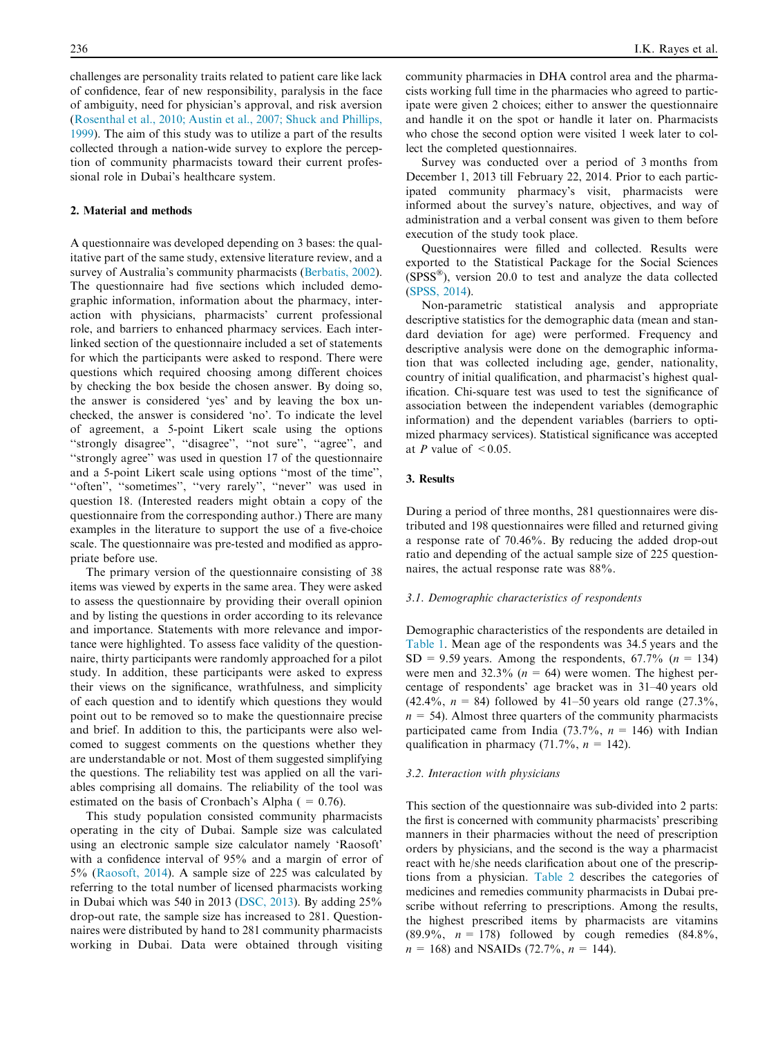challenges are personality traits related to patient care like lack of confidence, fear of new responsibility, paralysis in the face of ambiguity, need for physician's approval, and risk aversion (Rosenthal et al., 2010; Austin et al., 2007; Shuck and Phillips, 1999). The aim of this study was to utilize a part of the results collected through a nation-wide survey to explore the perception of community pharmacists toward their current professional role in Dubai's healthcare system.

## 2. Material and methods

A questionnaire was developed depending on 3 bases: the qualitative part of the same study, extensive literature review, and a survey of Australia's community pharmacists (Berbatis, 2002). The questionnaire had five sections which included demographic information, information about the pharmacy, interaction with physicians, pharmacists' current professional role, and barriers to enhanced pharmacy services. Each interlinked section of the questionnaire included a set of statements for which the participants were asked to respond. There were questions which required choosing among different choices by checking the box beside the chosen answer. By doing so, the answer is considered 'yes' and by leaving the box unchecked, the answer is considered 'no'. To indicate the level of agreement, a 5-point Likert scale using the options "strongly disagree", "disagree", "not sure", "agree", and "strongly agree" was used in question 17 of the questionnaire and a 5-point Likert scale using options "most of the time", "often", "sometimes", "very rarely", "never" was used in question 18. (Interested readers might obtain a copy of the questionnaire from the corresponding author.) There are many examples in the literature to support the use of a five-choice scale. The questionnaire was pre-tested and modified as appropriate before use.

The primary version of the questionnaire consisting of 38 items was viewed by experts in the same area. They were asked to assess the questionnaire by providing their overall opinion and by listing the questions in order according to its relevance and importance. Statements with more relevance and importance were highlighted. To assess face validity of the questionnaire, thirty participants were randomly approached for a pilot study. In addition, these participants were asked to express their views on the significance, wrathfulness, and simplicity of each question and to identify which questions they would point out to be removed so to make the questionnaire precise and brief. In addition to this, the participants were also welcomed to suggest comments on the questions whether they are understandable or not. Most of them suggested simplifying the questions. The reliability test was applied on all the variables comprising all domains. The reliability of the tool was estimated on the basis of Cronbach's Alpha ( = 0.76).

This study population consisted community pharmacists operating in the city of Dubai. Sample size was calculated using an electronic sample size calculator namely 'Raosoft' with a confidence interval of 95% and a margin of error of 5% (Raosoft, 2014). A sample size of 225 was calculated by referring to the total number of licensed pharmacists working in Dubai which was 540 in 2013 (DSC, 2013). By adding 25% drop-out rate, the sample size has increased to 281. Questionnaires were distributed by hand to 281 community pharmacists working in Dubai. Data were obtained through visiting community pharmacies in DHA control area and the pharmacists working full time in the pharmacies who agreed to participate were given 2 choices; either to answer the questionnaire and handle it on the spot or handle it later on. Pharmacists who chose the second option were visited 1 week later to collect the completed questionnaires.

Survey was conducted over a period of 3 months from December 1, 2013 till February 22, 2014. Prior to each participated community pharmacy's visit, pharmacists were informed about the survey's nature, objectives, and way of administration and a verbal consent was given to them before execution of the study took place.

Questionnaires were filled and collected. Results were exported to the Statistical Package for the Social Sciences (SPSS®), version 20.0 to test and analyze the data collected (SPSS, 2014).

Non-parametric statistical analysis and appropriate descriptive statistics for the demographic data (mean and standard deviation for age) were performed. Frequency and descriptive analysis were done on the demographic information that was collected including age, gender, nationality, country of initial qualification, and pharmacist's highest qualification. Chi-square test was used to test the significance of association between the independent variables (demographic information) and the dependent variables (barriers to optimized pharmacy services). Statistical significance was accepted at $P$ value of $< 0.05$.

## 3. Results

During a period of three months, 281 questionnaires were distributed and 198 questionnaires were filled and returned giving a response rate of 70.46%. By reducing the added drop-out ratio and depending of the actual sample size of 225 questionnaires, the actual response rate was 88%.

### 3.1. Demographic characteristics of respondents

Demographic characteristics of the respondents are detailed in Table 1. Mean age of the respondents was 34.5 years and the SD = 9.59 years. Among the respondents, 67.7% ($n$ = 134) were men and 32.3% ($n$ = 64) were women. The highest percentage of respondents' age bracket was in 31–40 years old (42.4%, $n$ = 84) followed by 41–50 years old range (27.3%, $n$ = 54). Almost three quarters of the community pharmacists participated came from India (73.7%, $n$ = 146) with Indian qualification in pharmacy (71.7%, $n$ = 142).

### 3.2. Interaction with physicians

This section of the questionnaire was sub-divided into 2 parts: the first is concerned with community pharmacists' prescribing manners in their pharmacies without the need of prescription orders by physicians, and the second is the way a pharmacist react with he/she needs clarification about one of the prescriptions from a physician. Table 2 describes the categories of medicines and remedies community pharmacists in Dubai prescribe without referring to prescriptions. Among the results, the highest prescribed items by pharmacists are vitamins (89.9%, $n$ = 178) followed by cough remedies (84.8%, $n$ = 168) and NSAIDs (72.7%, $n$ = 144).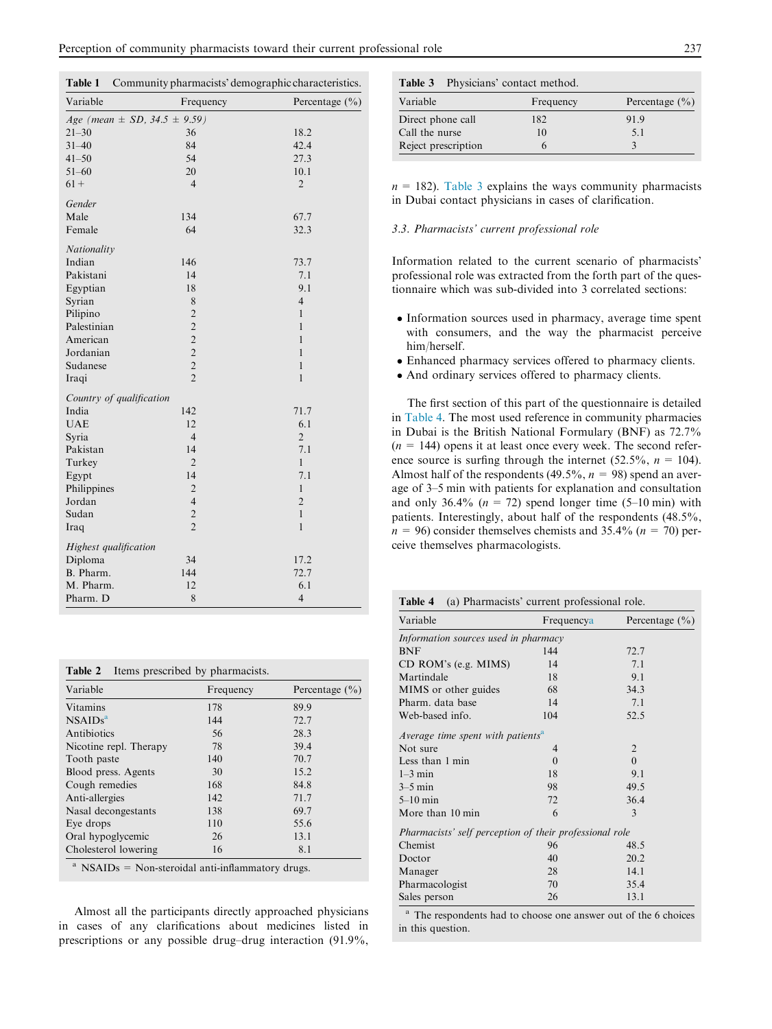**Table 1** Community pharmacists' demographic characteristics.

| Variable | Frequency | Percentage (%) |
|---|---|---|
| *Age (mean ± SD, 34.5 ± 9.59)* | | |
| 21–30 | 36 | 18.2 |
| 31–40 | 84 | 42.4 |
| 41–50 | 54 | 27.3 |
| 51–60 | 20 | 10.1 |
| 61 + | 4 | 2 |
| *Gender* | | |
| Male | 134 | 67.7 |
| Female | 64 | 32.3 |
| *Nationality* | | |
| Indian | 146 | 73.7 |
| Pakistani | 14 | 7.1 |
| Egyptian | 18 | 9.1 |
| Syrian | 8 | 4 |
| Pilipino | 2 | 1 |
| Palestinian | 2 | 1 |
| American | 2 | 1 |
| Jordanian | 2 | 1 |
| Sudanese | 2 | 1 |
| Iraqi | 2 | 1 |
| *Country of qualification* | | |
| India | 142 | 71.7 |
| UAE | 12 | 6.1 |
| Syria | 4 | 2 |
| Pakistan | 14 | 7.1 |
| Turkey | 2 | 1 |
| Egypt | 14 | 7.1 |
| Philippines | 2 | 1 |
| Jordan | 4 | 2 |
| Sudan | 2 | 1 |
| Iraq | 2 | 1 |
| *Highest qualification* | | |
| Diploma | 34 | 17.2 |
| B. Pharm. | 144 | 72.7 |
| M. Pharm. | 12 | 6.1 |
| Pharm. D | 8 | 4 |

**Table 2** Items prescribed by pharmacists.

| Variable | Frequency | Percentage (%) |
|---|---|---|
| Vitamins | 178 | 89.9 |
| NSAIDs[a] | 144 | 72.7 |
| Antibiotics | 56 | 28.3 |
| Nicotine repl. Therapy | 78 | 39.4 |
| Tooth paste | 140 | 70.7 |
| Blood press. Agents | 30 | 15.2 |
| Cough remedies | 168 | 84.8 |
| Anti-allergies | 142 | 71.7 |
| Nasal decongestants | 138 | 69.7 |
| Eye drops | 110 | 55.6 |
| Oral hypoglycemic | 26 | 13.1 |
| Cholesterol lowering | 16 | 8.1 |

[a] NSAIDs = Non-steroidal anti-inflammatory drugs.

Almost all the participants directly approached physicians in cases of any clarifications about medicines listed in prescriptions or any possible drug–drug interaction (91.9%, $n$ = 182). Table 3 explains the ways community pharmacists in Dubai contact physicians in cases of clarification.

**Table 3** Physicians' contact method.

| Variable | Frequency | Percentage (%) |
|---|---|---|
| Direct phone call | 182 | 91.9 |
| Call the nurse | 10 | 5.1 |
| Reject prescription | 6 | 3 |

### 3.3. Pharmacists' current professional role

Information related to the current scenario of pharmacists' professional role was extracted from the forth part of the questionnaire which was sub-divided into 3 correlated sections:

- Information sources used in pharmacy, average time spent with consumers, and the way the pharmacist perceive him/herself.
- Enhanced pharmacy services offered to pharmacy clients.
- And ordinary services offered to pharmacy clients.

The first section of this part of the questionnaire is detailed in Table 4. The most used reference in community pharmacies in Dubai is the British National Formulary (BNF) as 72.7% ($n$ = 144) opens it at least once every week. The second reference source is surfing through the internet (52.5%, $n$ = 104). Almost half of the respondents (49.5%, $n$ = 98) spend an average of 3–5 min with patients for explanation and consultation and only 36.4% ($n$ = 72) spend longer time (5–10 min) with patients. Interestingly, about half of the respondents (48.5%, $n$ = 96) consider themselves chemists and 35.4% ($n$ = 70) perceive themselves pharmacologists.

**Table 4** (a) Pharmacists' current professional role.

| Variable | Frequency[a] | Percentage (%) |
|---|---|---|
| *Information sources used in pharmacy* | | |
| BNF | 144 | 72.7 |
| CD ROM's (e.g. MIMS) | 14 | 7.1 |
| Martindale | 18 | 9.1 |
| MIMS or other guides | 68 | 34.3 |
| Pharm. data base | 14 | 7.1 |
| Web-based info. | 104 | 52.5 |
| *Average time spent with patients*[a] | | |
| Not sure | 4 | 2 |
| Less than 1 min | 0 | 0 |
| 1–3 min | 18 | 9.1 |
| 3–5 min | 98 | 49.5 |
| 5–10 min | 72 | 36.4 |
| More than 10 min | 6 | 3 |
| *Pharmacists' self perception of their professional role* | | |
| Chemist | 96 | 48.5 |
| Doctor | 40 | 20.2 |
| Manager | 28 | 14.1 |
| Pharmacologist | 70 | 35.4 |
| Sales person | 26 | 13.1 |

[a] The respondents had to choose one answer out of the 6 choices in this question.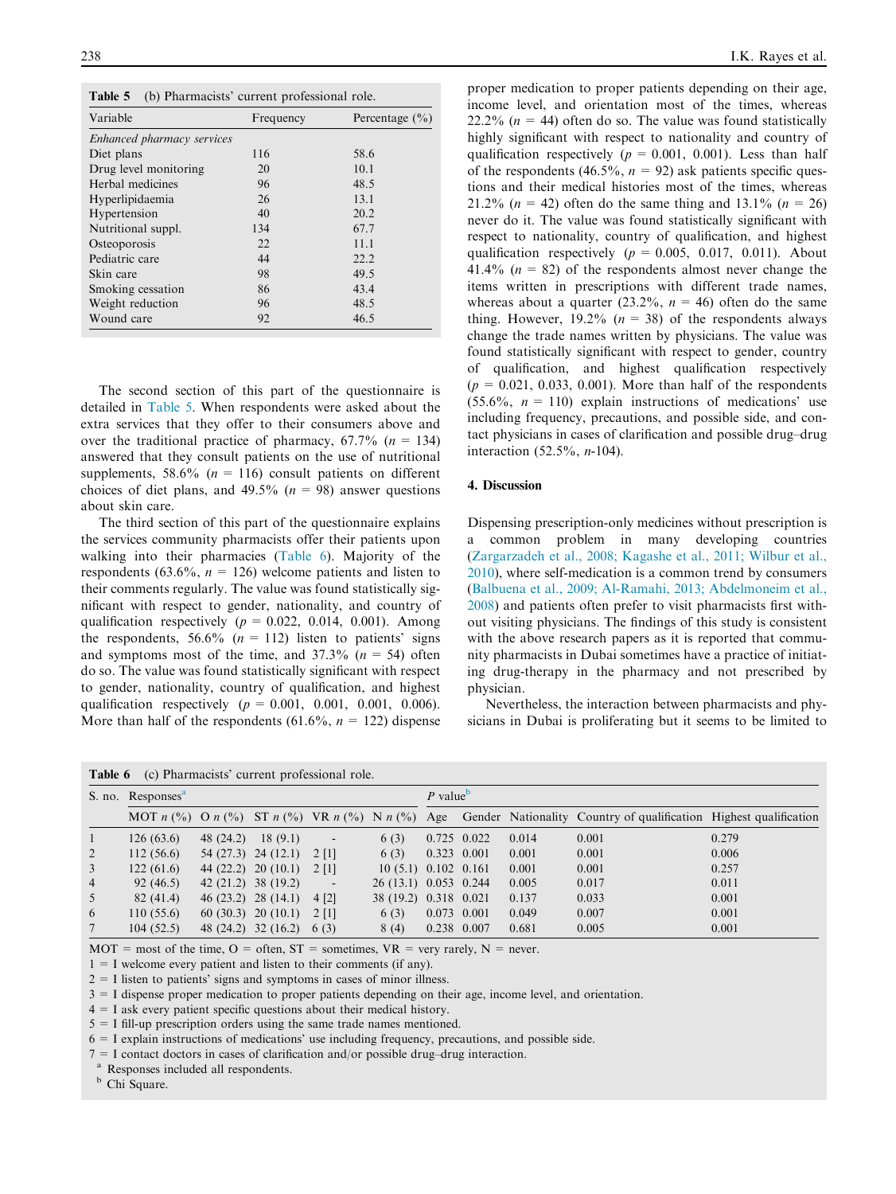**Table 5** (b) Pharmacists' current professional role.

| Variable | Frequency | Percentage (%) |
|---|---|---|
| *Enhanced pharmacy services* | | |
| Diet plans | 116 | 58.6 |
| Drug level monitoring | 20 | 10.1 |
| Herbal medicines | 96 | 48.5 |
| Hyperlipidaemia | 26 | 13.1 |
| Hypertension | 40 | 20.2 |
| Nutritional suppl. | 134 | 67.7 |
| Osteoporosis | 22 | 11.1 |
| Pediatric care | 44 | 22.2 |
| Skin care | 98 | 49.5 |
| Smoking cessation | 86 | 43.4 |
| Weight reduction | 96 | 48.5 |
| Wound care | 92 | 46.5 |

The second section of this part of the questionnaire is detailed in Table 5. When respondents were asked about the extra services that they offer to their consumers above and over the traditional practice of pharmacy, 67.7% ($n = 134$) answered that they consult patients on the use of nutritional supplements, 58.6% ($n = 116$) consult patients on different choices of diet plans, and 49.5% ($n = 98$) answer questions about skin care.

The third section of this part of the questionnaire explains the services community pharmacists offer their patients upon walking into their pharmacies (Table 6). Majority of the respondents (63.6%, $n = 126$) welcome patients and listen to their comments regularly. The value was found statistically significant with respect to gender, nationality, and country of qualification respectively ($p = 0.022$, 0.014, 0.001). Among the respondents, 56.6% ($n = 112$) listen to patients' signs and symptoms most of the time, and 37.3% ($n = 54$) often do so. The value was found statistically significant with respect to gender, nationality, country of qualification, and highest qualification respectively ($p = 0.001$, 0.001, 0.001, 0.006). More than half of the respondents (61.6%, $n = 122$) dispense proper medication to proper patients depending on their age, income level, and orientation most of the times, whereas 22.2% ($n = 44$) often do so. The value was found statistically highly significant with respect to nationality and country of qualification respectively ($p = 0.001$, 0.001). Less than half of the respondents (46.5%, $n = 92$) ask patients specific questions and their medical histories most of the times, whereas 21.2% ($n = 42$) often do the same thing and 13.1% ($n = 26$) never do it. The value was found statistically significant with respect to nationality, country of qualification, and highest qualification respectively ($p = 0.005$, 0.017, 0.011). About 41.4% ($n = 82$) of the respondents almost never change the items written in prescriptions with different trade names, whereas about a quarter (23.2%, $n = 46$) often do the same thing. However, 19.2% ($n = 38$) of the respondents always change the trade names written by physicians. The value was found statistically significant with respect to gender, country of qualification, and highest qualification respectively ($p = 0.021$, 0.033, 0.001). More than half of the respondents (55.6%, $n = 110$) explain instructions of medications' use including frequency, precautions, and possible side, and contact physicians in cases of clarification and possible drug–drug interaction (52.5%, $n$-104).

## 4. Discussion

Dispensing prescription-only medicines without prescription is a common problem in many developing countries (Zargarzadeh et al., 2008; Kagashe et al., 2011; Wilbur et al., 2010), where self-medication is a common trend by consumers (Balbuena et al., 2009; Al-Ramahi, 2013; Abdelmoneim et al., 2008) and patients often prefer to visit pharmacists first without visiting physicians. The findings of this study is consistent with the above research papers as it is reported that community pharmacists in Dubai sometimes have a practice of initiating drug-therapy in the pharmacy and not prescribed by physician.

Nevertheless, the interaction between pharmacists and physicians in Dubai is proliferating but it seems to be limited to

**Table 6** (c) Pharmacists' current professional role.

| S. no. | Responses[a] | | | | | P value[b] | | | | |
|---|---|---|---|---|---|---|---|---|---|---|
| | MOT n (%) | O n (%) | ST n (%) | VR n (%) | N n (%) | Age | Gender | Nationality | Country of qualification | Highest qualification |
| 1 | 126 (63.6) | 48 (24.2) | 18 (9.1) | - | 6 (3) | 0.725 | 0.022 | 0.014 | 0.001 | 0.279 |
| 2 | 112 (56.6) | 54 (27.3) | 24 (12.1) | 2 [1] | 6 (3) | 0.323 | 0.001 | 0.001 | 0.001 | 0.006 |
| 3 | 122 (61.6) | 44 (22.2) | 20 (10.1) | 2 [1] | 10 (5.1) | 0.102 | 0.161 | 0.001 | 0.001 | 0.257 |
| 4 | 92 (46.5) | 42 (21.2) | 38 (19.2) | - | 26 (13.1) | 0.053 | 0.244 | 0.005 | 0.017 | 0.011 |
| 5 | 82 (41.4) | 46 (23.2) | 28 (14.1) | 4 [2] | 38 (19.2) | 0.318 | 0.021 | 0.137 | 0.033 | 0.001 |
| 6 | 110 (55.6) | 60 (30.3) | 20 (10.1) | 2 [1] | 6 (3) | 0.073 | 0.001 | 0.049 | 0.007 | 0.001 |
| 7 | 104 (52.5) | 48 (24.2) | 32 (16.2) | 6 (3) | 8 (4) | 0.238 | 0.007 | 0.681 | 0.005 | 0.001 |

MOT = most of the time, O = often, ST = sometimes, VR = very rarely, N = never.

1 = I welcome every patient and listen to their comments (if any).

2 = I listen to patients' signs and symptoms in cases of minor illness.

3 = I dispense proper medication to proper patients depending on their age, income level, and orientation.

4 = I ask every patient specific questions about their medical history.

5 = I fill-up prescription orders using the same trade names mentioned.

6 = I explain instructions of medications' use including frequency, precautions, and possible side.

7 = I contact doctors in cases of clarification and/or possible drug–drug interaction.

[a] Responses included all respondents.

[b] Chi Square.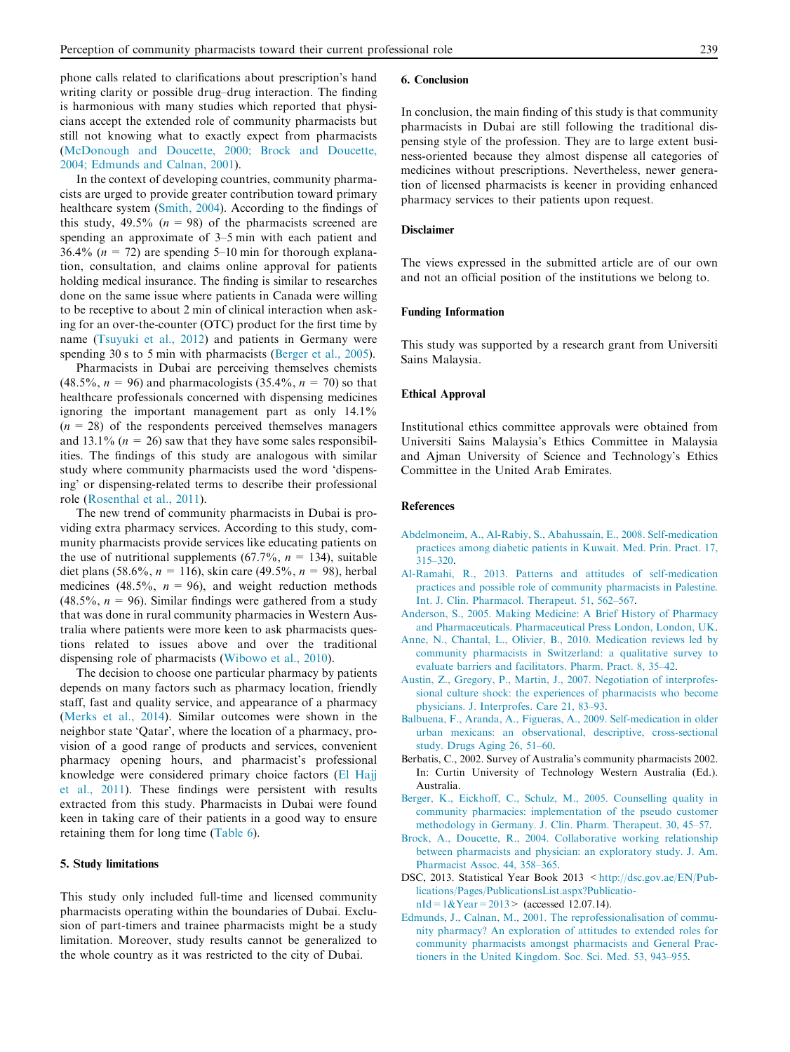phone calls related to clarifications about prescription's hand writing clarity or possible drug–drug interaction. The finding is harmonious with many studies which reported that physicians accept the extended role of community pharmacists but still not knowing what to exactly expect from pharmacists (McDonough and Doucette, 2000; Brock and Doucette, 2004; Edmunds and Calnan, 2001).

In the context of developing countries, community pharmacists are urged to provide greater contribution toward primary healthcare system (Smith, 2004). According to the findings of this study, 49.5% ($n$ = 98) of the pharmacists screened are spending an approximate of 3–5 min with each patient and 36.4% ($n$ = 72) are spending 5–10 min for thorough explanation, consultation, and claims online approval for patients holding medical insurance. The finding is similar to researches done on the same issue where patients in Canada were willing to be receptive to about 2 min of clinical interaction when asking for an over-the-counter (OTC) product for the first time by name (Tsuyuki et al., 2012) and patients in Germany were spending 30 s to 5 min with pharmacists (Berger et al., 2005).

Pharmacists in Dubai are perceiving themselves chemists (48.5%, $n$ = 96) and pharmacologists (35.4%, $n$ = 70) so that healthcare professionals concerned with dispensing medicines ignoring the important management part as only 14.1% ($n$ = 28) of the respondents perceived themselves managers and 13.1% ($n$ = 26) saw that they have some sales responsibilities. The findings of this study are analogous with similar study where community pharmacists used the word 'dispensing' or dispensing-related terms to describe their professional role (Rosenthal et al., 2011).

The new trend of community pharmacists in Dubai is providing extra pharmacy services. According to this study, community pharmacists provide services like educating patients on the use of nutritional supplements (67.7%, $n$ = 134), suitable diet plans (58.6%, $n$ = 116), skin care (49.5%, $n$ = 98), herbal medicines (48.5%, $n$ = 96), and weight reduction methods (48.5%, $n$ = 96). Similar findings were gathered from a study that was done in rural community pharmacies in Western Australia where patients were more keen to ask pharmacists questions related to issues above and over the traditional dispensing role of pharmacists (Wibowo et al., 2010).

The decision to choose one particular pharmacy by patients depends on many factors such as pharmacy location, friendly staff, fast and quality service, and appearance of a pharmacy (Merks et al., 2014). Similar outcomes were shown in the neighbor state 'Qatar', where the location of a pharmacy, provision of a good range of products and services, convenient pharmacy opening hours, and pharmacist's professional knowledge were considered primary choice factors (El Hajj et al., 2011). These findings were persistent with results extracted from this study. Pharmacists in Dubai were found keen in taking care of their patients in a good way to ensure retaining them for long time (Table 6).

## 5. Study limitations

This study only included full-time and licensed community pharmacists operating within the boundaries of Dubai. Exclusion of part-timers and trainee pharmacists might be a study limitation. Moreover, study results cannot be generalized to the whole country as it was restricted to the city of Dubai.

## 6. Conclusion

In conclusion, the main finding of this study is that community pharmacists in Dubai are still following the traditional dispensing style of the profession. They are to large extent business-oriented because they almost dispense all categories of medicines without prescriptions. Nevertheless, newer generation of licensed pharmacists is keener in providing enhanced pharmacy services to their patients upon request.

## Disclaimer

The views expressed in the submitted article are of our own and not an official position of the institutions we belong to.

## Funding Information

This study was supported by a research grant from Universiti Sains Malaysia.

## Ethical Approval

Institutional ethics committee approvals were obtained from Universiti Sains Malaysia's Ethics Committee in Malaysia and Ajman University of Science and Technology's Ethics Committee in the United Arab Emirates.

## References

Abdelmoneim, A., Al-Rabiy, S., Abahussain, E., 2008. Self-medication practices among diabetic patients in Kuwait. Med. Prin. Pract. 17, 315–320.

Al-Ramahi, R., 2013. Patterns and attitudes of self-medication practices and possible role of community pharmacists in Palestine. Int. J. Clin. Pharmacol. Therapeut. 51, 562–567.

Anderson, S., 2005. Making Medicine: A Brief History of Pharmacy and Pharmaceuticals. Pharmaceutical Press London, London, UK.

Anne, N., Chantal, L., Olivier, B., 2010. Medication reviews led by community pharmacists in Switzerland: a qualitative survey to evaluate barriers and facilitators. Pharm. Pract. 8, 35–42.

Austin, Z., Gregory, P., Martin, J., 2007. Negotiation of interprofessional culture shock: the experiences of pharmacists who become physicians. J. Interprofes. Care 21, 83–93.

Balbuena, F., Aranda, A., Figueras, A., 2009. Self-medication in older urban mexicans: an observational, descriptive, cross-sectional study. Drugs Aging 26, 51–60.

Berbatis, C., 2002. Survey of Australia's community pharmacists 2002. In: Curtin University of Technology Western Australia (Ed.). Australia.

Berger, K., Eickhoff, C., Schulz, M., 2005. Counselling quality in community pharmacies: implementation of the pseudo customer methodology in Germany. J. Clin. Pharm. Therapeut. 30, 45–57.

Brock, A., Doucette, R., 2004. Collaborative working relationship between pharmacists and physician: an exploratory study. J. Am. Pharmacist Assoc. 44, 358–365.

DSC, 2013. Statistical Year Book 2013 <http://dsc.gov.ae/EN/Publications/Pages/PublicationsList.aspx?PublicationId=1&Year=2013> (accessed 12.07.14).

Edmunds, J., Calnan, M., 2001. The reprofessionalisation of community pharmacy? An exploration of attitudes to extended roles for community pharmacists amongst pharmacists and General Practioners in the United Kingdom. Soc. Sci. Med. 53, 943–955.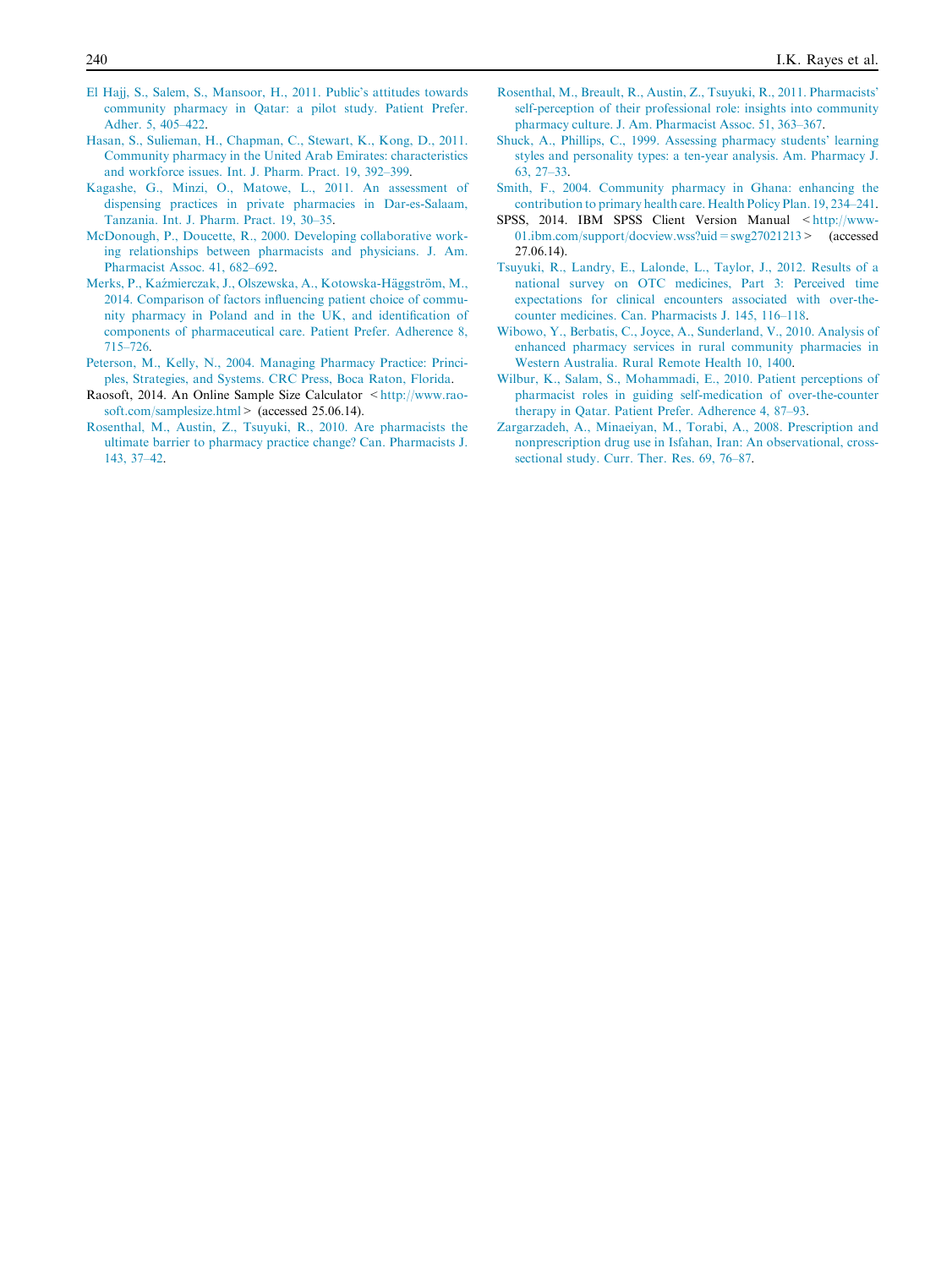El Hajj, S., Salem, S., Mansoor, H., 2011. Public's attitudes towards community pharmacy in Qatar: a pilot study. Patient Prefer. Adher. 5, 405–422.

Hasan, S., Sulieman, H., Chapman, C., Stewart, K., Kong, D., 2011. Community pharmacy in the United Arab Emirates: characteristics and workforce issues. Int. J. Pharm. Pract. 19, 392–399.

Kagashe, G., Minzi, O., Matowe, L., 2011. An assessment of dispensing practices in private pharmacies in Dar-es-Salaam, Tanzania. Int. J. Pharm. Pract. 19, 30–35.

McDonough, P., Doucette, R., 2000. Developing collaborative working relationships between pharmacists and physicians. J. Am. Pharmacist Assoc. 41, 682–692.

Merks, P., Kaźmierczak, J., Olszewska, A., Kotowska-Häggström, M., 2014. Comparison of factors influencing patient choice of community pharmacy in Poland and in the UK, and identification of components of pharmaceutical care. Patient Prefer. Adherence 8, 715–726.

Peterson, M., Kelly, N., 2004. Managing Pharmacy Practice: Principles, Strategies, and Systems. CRC Press, Boca Raton, Florida.

Raosoft, 2014. An Online Sample Size Calculator <http://www.raosoft.com/samplesize.html> (accessed 25.06.14).

Rosenthal, M., Austin, Z., Tsuyuki, R., 2010. Are pharmacists the ultimate barrier to pharmacy practice change? Can. Pharmacists J. 143, 37–42.

Rosenthal, M., Breault, R., Austin, Z., Tsuyuki, R., 2011. Pharmacists' self-perception of their professional role: insights into community pharmacy culture. J. Am. Pharmacist Assoc. 51, 363–367.

Shuck, A., Phillips, C., 1999. Assessing pharmacy students' learning styles and personality types: a ten-year analysis. Am. Pharmacy J. 63, 27–33.

Smith, F., 2004. Community pharmacy in Ghana: enhancing the contribution to primary health care. Health Policy Plan. 19, 234–241.

SPSS, 2014. IBM SPSS Client Version Manual <http://www-01.ibm.com/support/docview.wss?uid=swg27021213> (accessed 27.06.14).

Tsuyuki, R., Landry, E., Lalonde, L., Taylor, J., 2012. Results of a national survey on OTC medicines, Part 3: Perceived time expectations for clinical encounters associated with over-the-counter medicines. Can. Pharmacists J. 145, 116–118.

Wibowo, Y., Berbatis, C., Joyce, A., Sunderland, V., 2010. Analysis of enhanced pharmacy services in rural community pharmacies in Western Australia. Rural Remote Health 10, 1400.

Wilbur, K., Salam, S., Mohammadi, E., 2010. Patient perceptions of pharmacist roles in guiding self-medication of over-the-counter therapy in Qatar. Patient Prefer. Adherence 4, 87–93.

Zargarzadeh, A., Minaeiyan, M., Torabi, A., 2008. Prescription and nonprescription drug use in Isfahan, Iran: An observational, cross-sectional study. Curr. Ther. Res. 69, 76–87.